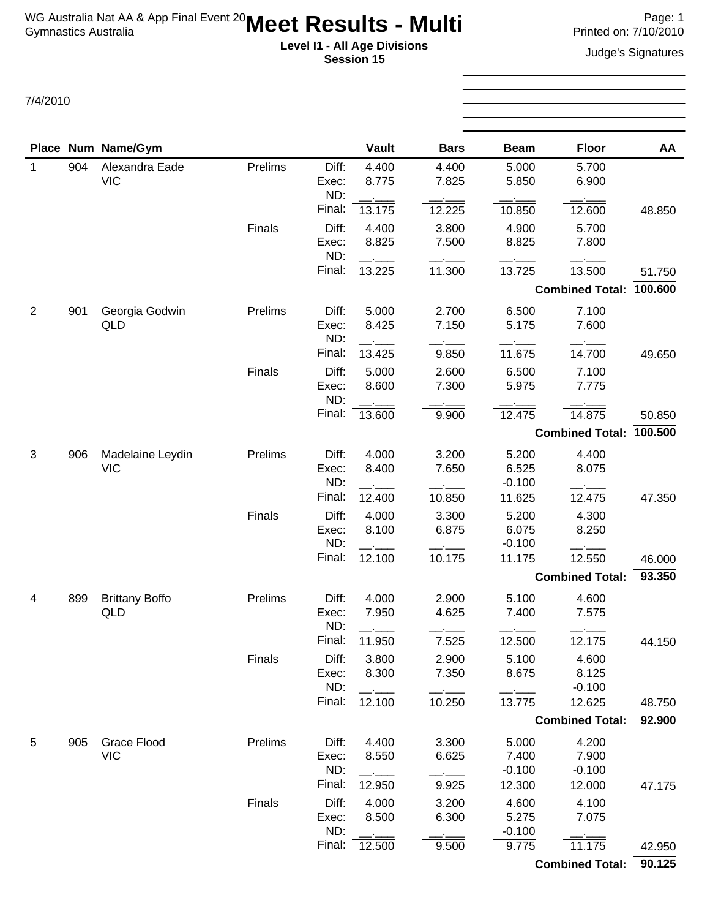WG Australia Nat AA & App Final Event 20
Gymnastics Australia

# Meet Results - Multi

**Level I1 - All Age Divisions**
**Session 15**

Printed on: 7/10/2010

Judge's Signatures

7/4/2010

| Place | Num | Name/Gym | | | Vault | Bars | Beam | Floor | AA |
|---|---|---|---|---|---|---|---|---|---|
| 1 | 904 | Alexandra Eade | Prelims | Diff: | 4.400 | 4.400 | 5.000 | 5.700 | |
| | | VIC | | Exec: | 8.775 | 7.825 | 5.850 | 6.900 | |
| | | | | ND: | __.___ | __.___ | __.___ | __.___ | |
| | | | | Final: | 13.175 | 12.225 | 10.850 | 12.600 | 48.850 |
| | | | Finals | Diff: | 4.400 | 3.800 | 4.900 | 5.700 | |
| | | | | Exec: | 8.825 | 7.500 | 8.825 | 7.800 | |
| | | | | ND: | __.___ | __.___ | __.___ | __.___ | |
| | | | | Final: | 13.225 | 11.300 | 13.725 | 13.500 | 51.750 |
| | | | | | | | | **Combined Total:** | **100.600** |
| 2 | 901 | Georgia Godwin | Prelims | Diff: | 5.000 | 2.700 | 6.500 | 7.100 | |
| | | QLD | | Exec: | 8.425 | 7.150 | 5.175 | 7.600 | |
| | | | | ND: | __.___ | __.___ | __.___ | __.___ | |
| | | | | Final: | 13.425 | 9.850 | 11.675 | 14.700 | 49.650 |
| | | | Finals | Diff: | 5.000 | 2.600 | 6.500 | 7.100 | |
| | | | | Exec: | 8.600 | 7.300 | 5.975 | 7.775 | |
| | | | | ND: | __.___ | __.___ | __.___ | __.___ | |
| | | | | Final: | 13.600 | 9.900 | 12.475 | 14.875 | 50.850 |
| | | | | | | | | **Combined Total:** | **100.500** |
| 3 | 906 | Madelaine Leydin | Prelims | Diff: | 4.000 | 3.200 | 5.200 | 4.400 | |
| | | VIC | | Exec: | 8.400 | 7.650 | 6.525 | 8.075 | |
| | | | | ND: | __.___ | __.___ | -0.100 | __.___ | |
| | | | | Final: | 12.400 | 10.850 | 11.625 | 12.475 | 47.350 |
| | | | Finals | Diff: | 4.000 | 3.300 | 5.200 | 4.300 | |
| | | | | Exec: | 8.100 | 6.875 | 6.075 | 8.250 | |
| | | | | ND: | __.___ | __.___ | -0.100 | __.___ | |
| | | | | Final: | 12.100 | 10.175 | 11.175 | 12.550 | 46.000 |
| | | | | | | | | **Combined Total:** | **93.350** |
| 4 | 899 | Brittany Boffo | Prelims | Diff: | 4.000 | 2.900 | 5.100 | 4.600 | |
| | | QLD | | Exec: | 7.950 | 4.625 | 7.400 | 7.575 | |
| | | | | ND: | __.___ | __.___ | __.___ | __.___ | |
| | | | | Final: | 11.950 | 7.525 | 12.500 | 12.175 | 44.150 |
| | | | Finals | Diff: | 3.800 | 2.900 | 5.100 | 4.600 | |
| | | | | Exec: | 8.300 | 7.350 | 8.675 | 8.125 | |
| | | | | ND: | __.___ | __.___ | __.___ | -0.100 | |
| | | | | Final: | 12.100 | 10.250 | 13.775 | 12.625 | 48.750 |
| | | | | | | | | **Combined Total:** | **92.900** |
| 5 | 905 | Grace Flood | Prelims | Diff: | 4.400 | 3.300 | 5.000 | 4.200 | |
| | | VIC | | Exec: | 8.550 | 6.625 | 7.400 | 7.900 | |
| | | | | ND: | __.___ | __.___ | -0.100 | -0.100 | |
| | | | | Final: | 12.950 | 9.925 | 12.300 | 12.000 | 47.175 |
| | | | Finals | Diff: | 4.000 | 3.200 | 4.600 | 4.100 | |
| | | | | Exec: | 8.500 | 6.300 | 5.275 | 7.075 | |
| | | | | ND: | __.___ | __.___ | -0.100 | __.___ | |
| | | | | Final: | 12.500 | 9.500 | 9.775 | 11.175 | 42.950 |
| | | | | | | | | **Combined Total:** | **90.125** |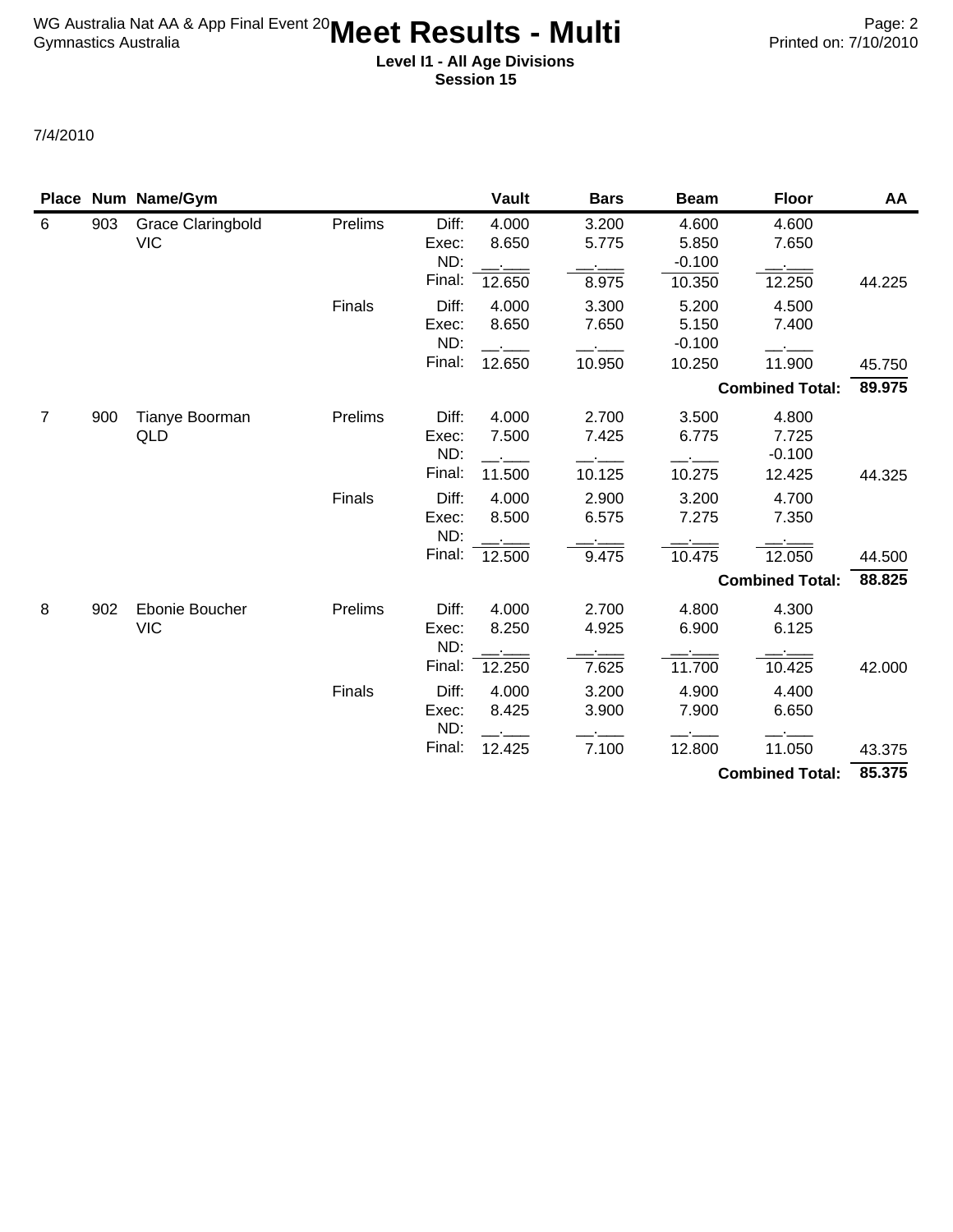# Meet Results - Multi

**Level I1 - All Age Divisions**
**Session 15**

7/4/2010

| Place | Num | Name/Gym | | | Vault | Bars | Beam | Floor | AA |
|---|---|---|---|---|---|---|---|---|---|
| 6 | 903 | Grace Claringbold VIC | Prelims | Diff: | 4.000 | 3.200 | 4.600 | 4.600 | |
| | | | | Exec: | 8.650 | 5.775 | 5.850 | 7.650 | |
| | | | | ND: | __.___ | __.___ | -0.100 | __.___ | |
| | | | | Final: | 12.650 | 8.975 | 10.350 | 12.250 | 44.225 |
| | | | Finals | Diff: | 4.000 | 3.300 | 5.200 | 4.500 | |
| | | | | Exec: | 8.650 | 7.650 | 5.150 | 7.400 | |
| | | | | ND: | __.___ | __.___ | -0.100 | __.___ | |
| | | | | Final: | 12.650 | 10.950 | 10.250 | 11.900 | 45.750 |
| | | | | | | | | **Combined Total:** | **89.975** |
| 7 | 900 | Tianye Boorman QLD | Prelims | Diff: | 4.000 | 2.700 | 3.500 | 4.800 | |
| | | | | Exec: | 7.500 | 7.425 | 6.775 | 7.725 | |
| | | | | ND: | __.___ | __.___ | __.___ | -0.100 | |
| | | | | Final: | 11.500 | 10.125 | 10.275 | 12.425 | 44.325 |
| | | | Finals | Diff: | 4.000 | 2.900 | 3.200 | 4.700 | |
| | | | | Exec: | 8.500 | 6.575 | 7.275 | 7.350 | |
| | | | | ND: | __.___ | __.___ | __.___ | __.___ | |
| | | | | Final: | 12.500 | 9.475 | 10.475 | 12.050 | 44.500 |
| | | | | | | | | **Combined Total:** | **88.825** |
| 8 | 902 | Ebonie Boucher VIC | Prelims | Diff: | 4.000 | 2.700 | 4.800 | 4.300 | |
| | | | | Exec: | 8.250 | 4.925 | 6.900 | 6.125 | |
| | | | | ND: | __.___ | __.___ | __.___ | __.___ | |
| | | | | Final: | 12.250 | 7.625 | 11.700 | 10.425 | 42.000 |
| | | | Finals | Diff: | 4.000 | 3.200 | 4.900 | 4.400 | |
| | | | | Exec: | 8.425 | 3.900 | 7.900 | 6.650 | |
| | | | | ND: | __.___ | __.___ | __.___ | __.___ | |
| | | | | Final: | 12.425 | 7.100 | 12.800 | 11.050 | 43.375 |
| | | | | | | | | **Combined Total:** | **85.375** |